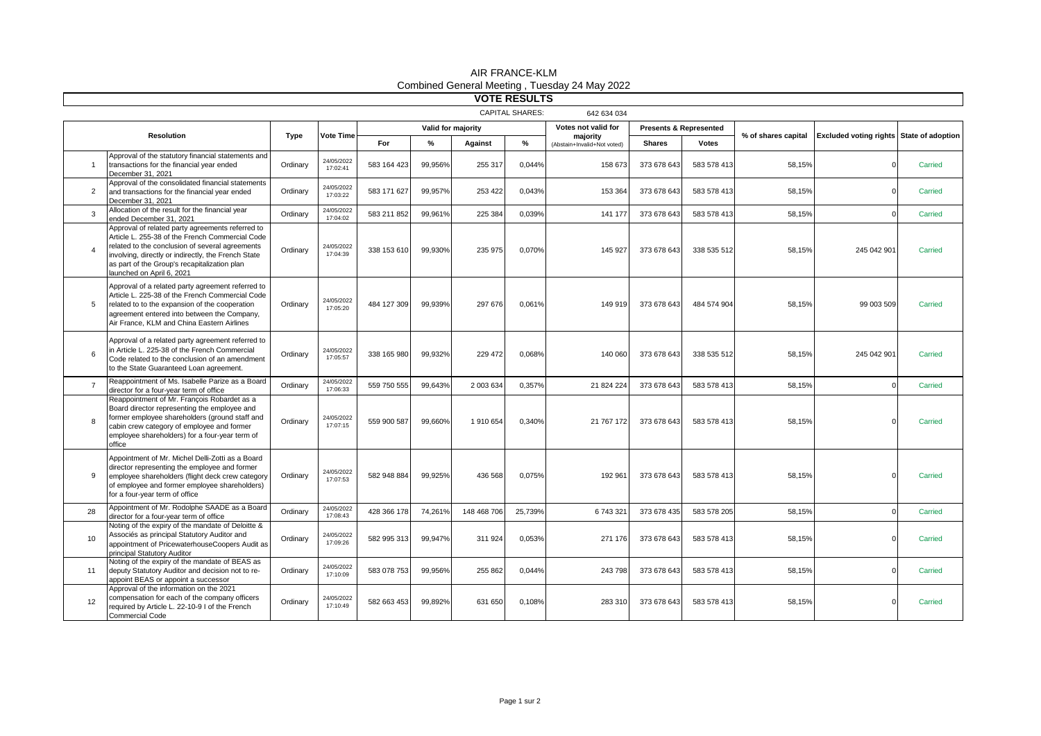# AIR FRANCE-KLM

Combined General Meeting , Tuesday 24 May 2022

## VOTE RESULTS

CAPITAL SHARES: 642 634 034

| Resolution | | Type | Vote Time | Valid for majority | | | | Votes not valid for majority (Abstain+Invalid+Not voted) | Presents & Represented | | % of shares capital | Excluded voting rights | State of adoption |
|---|---|---|---|---|---|---|---|---|---|---|---|---|---|
| | | | | For | % | Against | % | | Shares | Votes | | | |
| 1 | Approval of the statutory financial statements and transactions for the financial year ended December 31, 2021 | Ordinary | 24/05/2022 17:02:41 | 583 164 423 | 99,956% | 255 317 | 0,044% | 158 673 | 373 678 643 | 583 578 413 | 58,15% | 0 | Carried |
| 2 | Approval of the consolidated financial statements and transactions for the financial year ended December 31, 2021 | Ordinary | 24/05/2022 17:03:22 | 583 171 627 | 99,957% | 253 422 | 0,043% | 153 364 | 373 678 643 | 583 578 413 | 58,15% | 0 | Carried |
| 3 | Allocation of the result for the financial year ended December 31, 2021 | Ordinary | 24/05/2022 17:04:02 | 583 211 852 | 99,961% | 225 384 | 0,039% | 141 177 | 373 678 643 | 583 578 413 | 58,15% | 0 | Carried |
| 4 | Approval of related party agreements referred to Article L. 255-38 of the French Commercial Code related to the conclusion of several agreements involving, directly or indirectly, the French State as part of the Group's recapitalization plan launched on April 6, 2021 | Ordinary | 24/05/2022 17:04:39 | 338 153 610 | 99,930% | 235 975 | 0,070% | 145 927 | 373 678 643 | 338 535 512 | 58,15% | 245 042 901 | Carried |
| 5 | Approval of a related party agreement referred to Article L. 225-38 of the French Commercial Code related to to the expansion of the cooperation agreement entered into between the Company, Air France, KLM and China Eastern Airlines | Ordinary | 24/05/2022 17:05:20 | 484 127 309 | 99,939% | 297 676 | 0,061% | 149 919 | 373 678 643 | 484 574 904 | 58,15% | 99 003 509 | Carried |
| 6 | Approval of a related party agreement referred to in Article L. 225-38 of the French Commercial Code related to the conclusion of an amendment to the State Guaranteed Loan agreement. | Ordinary | 24/05/2022 17:05:57 | 338 165 980 | 99,932% | 229 472 | 0,068% | 140 060 | 373 678 643 | 338 535 512 | 58,15% | 245 042 901 | Carried |
| 7 | Reappointment of Ms. Isabelle Parize as a Board director for a four-year term of office | Ordinary | 24/05/2022 17:06:33 | 559 750 555 | 99,643% | 2 003 634 | 0,357% | 21 824 224 | 373 678 643 | 583 578 413 | 58,15% | 0 | Carried |
| 8 | Reappointment of Mr. François Robardet as a Board director representing the employee and former employee shareholders (ground staff and cabin crew category of employee and former employee shareholders) for a four-year term of office | Ordinary | 24/05/2022 17:07:15 | 559 900 587 | 99,660% | 1 910 654 | 0,340% | 21 767 172 | 373 678 643 | 583 578 413 | 58,15% | 0 | Carried |
| 9 | Appointment of Mr. Michel Delli-Zotti as a Board director representing the employee and former employee shareholders (flight deck crew category of employee and former employee shareholders) for a four-year term of office | Ordinary | 24/05/2022 17:07:53 | 582 948 884 | 99,925% | 436 568 | 0,075% | 192 961 | 373 678 643 | 583 578 413 | 58,15% | 0 | Carried |
| 28 | Appointment of Mr. Rodolphe SAADE as a Board director for a four-year term of office | Ordinary | 24/05/2022 17:08:43 | 428 366 178 | 74,261% | 148 468 706 | 25,739% | 6 743 321 | 373 678 435 | 583 578 205 | 58,15% | 0 | Carried |
| 10 | Noting of the expiry of the mandate of Deloitte & Associés as principal Statutory Auditor and appointment of PricewaterhouseCoopers Audit as principal Statutory Auditor | Ordinary | 24/05/2022 17:09:26 | 582 995 313 | 99,947% | 311 924 | 0,053% | 271 176 | 373 678 643 | 583 578 413 | 58,15% | 0 | Carried |
| 11 | Noting of the expiry of the mandate of BEAS as deputy Statutory Auditor and decision not to re-appoint BEAS or appoint a successor | Ordinary | 24/05/2022 17:10:09 | 583 078 753 | 99,956% | 255 862 | 0,044% | 243 798 | 373 678 643 | 583 578 413 | 58,15% | 0 | Carried |
| 12 | Approval of the information on the 2021 compensation for each of the company officers required by Article L. 22-10-9 I of the French Commercial Code | Ordinary | 24/05/2022 17:10:49 | 582 663 453 | 99,892% | 631 650 | 0,108% | 283 310 | 373 678 643 | 583 578 413 | 58,15% | 0 | Carried |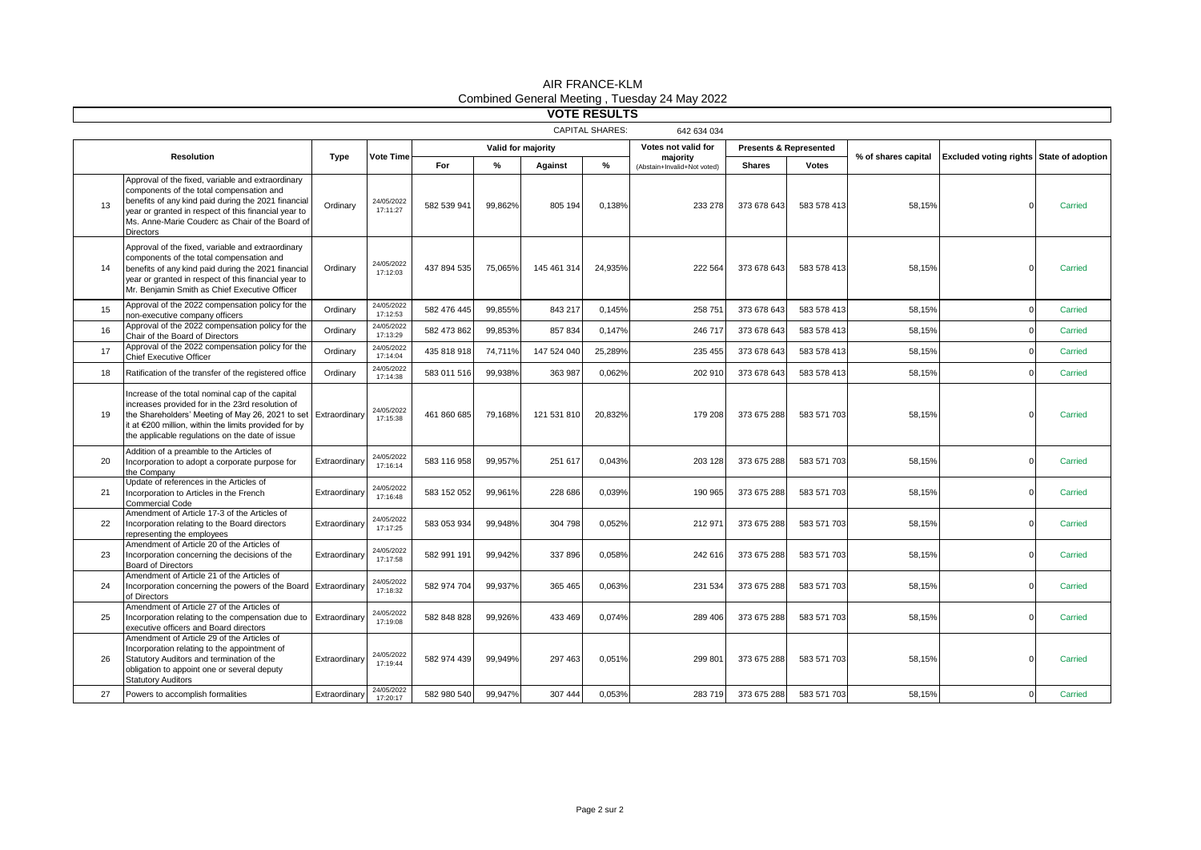# AIR FRANCE-KLM

## Combined General Meeting , Tuesday 24 May 2022

### VOTE RESULTS

CAPITAL SHARES: 642 634 034

| Resolution | | Type | Vote Time | Valid for majority | | | | Votes not valid for majority (Abstain+Invalid+Not voted) | Presents & Represented | | % of shares capital | Excluded voting rights | State of adoption |
|---|---|---|---|---|---|---|---|---|---|---|---|---|---|
| | | | | For | % | Against | % | | Shares | Votes | | | |
| 13 | Approval of the fixed, variable and extraordinary components of the total compensation and benefits of any kind paid during the 2021 financial year or granted in respect of this financial year to Ms. Anne-Marie Couderc as Chair of the Board of Directors | Ordinary | 24/05/2022 17:11:27 | 582 539 941 | 99,862% | 805 194 | 0,138% | 233 278 | 373 678 643 | 583 578 413 | 58,15% | 0 | Carried |
| 14 | Approval of the fixed, variable and extraordinary components of the total compensation and benefits of any kind paid during the 2021 financial year or granted in respect of this financial year to Mr. Benjamin Smith as Chief Executive Officer | Ordinary | 24/05/2022 17:12:03 | 437 894 535 | 75,065% | 145 461 314 | 24,935% | 222 564 | 373 678 643 | 583 578 413 | 58,15% | 0 | Carried |
| 15 | Approval of the 2022 compensation policy for the non-executive company officers | Ordinary | 24/05/2022 17:12:53 | 582 476 445 | 99,855% | 843 217 | 0,145% | 258 751 | 373 678 643 | 583 578 413 | 58,15% | 0 | Carried |
| 16 | Approval of the 2022 compensation policy for the Chair of the Board of Directors | Ordinary | 24/05/2022 17:13:29 | 582 473 862 | 99,853% | 857 834 | 0,147% | 246 717 | 373 678 643 | 583 578 413 | 58,15% | 0 | Carried |
| 17 | Approval of the 2022 compensation policy for the Chief Executive Officer | Ordinary | 24/05/2022 17:14:04 | 435 818 918 | 74,711% | 147 524 040 | 25,289% | 235 455 | 373 678 643 | 583 578 413 | 58,15% | 0 | Carried |
| 18 | Ratification of the transfer of the registered office | Ordinary | 24/05/2022 17:14:38 | 583 011 516 | 99,938% | 363 987 | 0,062% | 202 910 | 373 678 643 | 583 578 413 | 58,15% | 0 | Carried |
| 19 | Increase of the total nominal cap of the capital increases provided for in the 23rd resolution of the Shareholders' Meeting of May 26, 2021 to set it at €200 million, within the limits provided for by the applicable regulations on the date of issue | Extraordinary | 24/05/2022 17:15:38 | 461 860 685 | 79,168% | 121 531 810 | 20,832% | 179 208 | 373 675 288 | 583 571 703 | 58,15% | 0 | Carried |
| 20 | Addition of a preamble to the Articles of Incorporation to adopt a corporate purpose for the Company | Extraordinary | 24/05/2022 17:16:14 | 583 116 958 | 99,957% | 251 617 | 0,043% | 203 128 | 373 675 288 | 583 571 703 | 58,15% | 0 | Carried |
| 21 | Update of references in the Articles of Incorporation to Articles in the French Commercial Code | Extraordinary | 24/05/2022 17:16:48 | 583 152 052 | 99,961% | 228 686 | 0,039% | 190 965 | 373 675 288 | 583 571 703 | 58,15% | 0 | Carried |
| 22 | Amendment of Article 17-3 of the Articles of Incorporation relating to the Board directors representing the employees | Extraordinary | 24/05/2022 17:17:25 | 583 053 934 | 99,948% | 304 798 | 0,052% | 212 971 | 373 675 288 | 583 571 703 | 58,15% | 0 | Carried |
| 23 | Amendment of Article 20 of the Articles of Incorporation concerning the decisions of the Board of Directors | Extraordinary | 24/05/2022 17:17:58 | 582 991 191 | 99,942% | 337 896 | 0,058% | 242 616 | 373 675 288 | 583 571 703 | 58,15% | 0 | Carried |
| 24 | Amendment of Article 21 of the Articles of Incorporation concerning the powers of the Board of Directors | Extraordinary | 24/05/2022 17:18:32 | 582 974 704 | 99,937% | 365 465 | 0,063% | 231 534 | 373 675 288 | 583 571 703 | 58,15% | 0 | Carried |
| 25 | Amendment of Article 27 of the Articles of Incorporation relating to the compensation due to executive officers and Board directors | Extraordinary | 24/05/2022 17:19:08 | 582 848 828 | 99,926% | 433 469 | 0,074% | 289 406 | 373 675 288 | 583 571 703 | 58,15% | 0 | Carried |
| 26 | Amendment of Article 29 of the Articles of Incorporation relating to the appointment of Statutory Auditors and termination of the obligation to appoint one or several deputy Statutory Auditors | Extraordinary | 24/05/2022 17:19:44 | 582 974 439 | 99,949% | 297 463 | 0,051% | 299 801 | 373 675 288 | 583 571 703 | 58,15% | 0 | Carried |
| 27 | Powers to accomplish formalities | Extraordinary | 24/05/2022 17:20:17 | 582 980 540 | 99,947% | 307 444 | 0,053% | 283 719 | 373 675 288 | 583 571 703 | 58,15% | 0 | Carried |